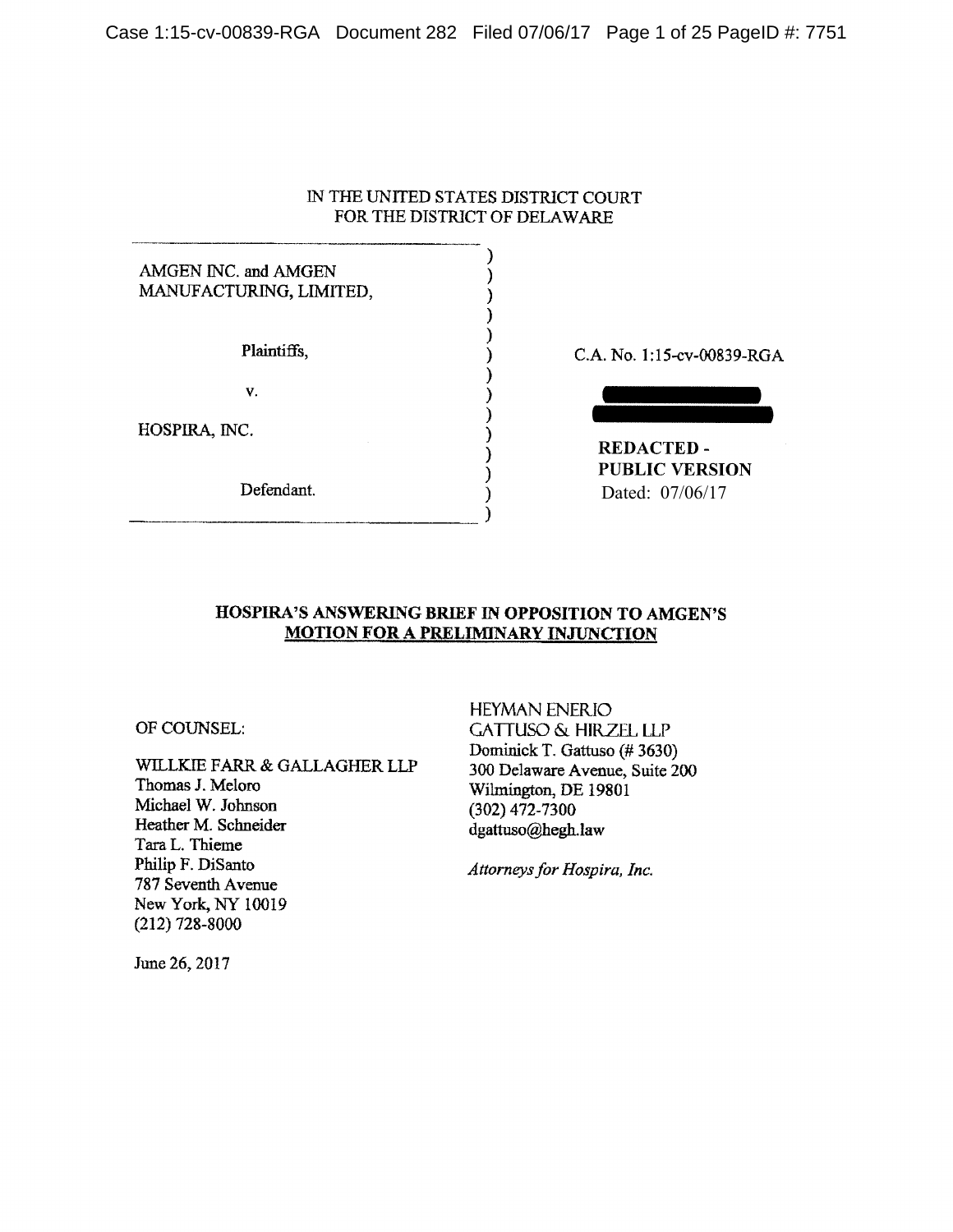IN THE UNITED STATES DISTRICT COURT
FOR THE DISTRICT OF DELAWARE

| | | |
|---|---|---|
| AMGEN INC. and AMGEN MANUFACTURING, LIMITED, | ) | |
| Plaintiffs, | ) | C.A. No. 1:15-cv-00839-RGA |
| v. | ) | |
| HOSPIRA, INC. | ) | **REDACTED - PUBLIC VERSION** |
| Defendant. | ) | Dated: 07/06/17 |

**HOSPIRA'S ANSWERING BRIEF IN OPPOSITION TO AMGEN'S MOTION FOR A PRELIMINARY INJUNCTION**

OF COUNSEL:

WILLKIE FARR & GALLAGHER LLP
Thomas J. Meloro
Michael W. Johnson
Heather M. Schneider
Tara L. Thieme
Philip F. DiSanto
787 Seventh Avenue
New York, NY 10019
(212) 728-8000

June 26, 2017

HEYMAN ENERIO
GATTUSO & HIRZEL LLP
Dominick T. Gattuso (# 3630)
300 Delaware Avenue, Suite 200
Wilmington, DE 19801
(302) 472-7300
dgattuso@hegh.law

*Attorneys for Hospira, Inc.*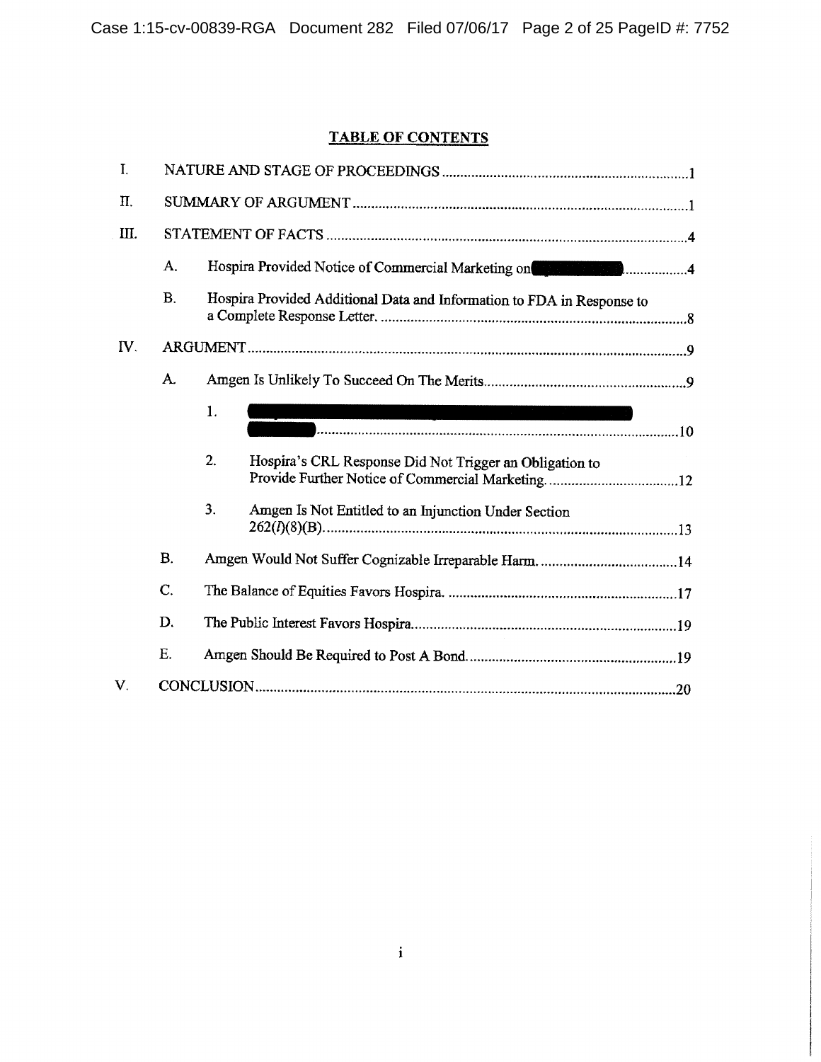## TABLE OF CONTENTS

I. NATURE AND STAGE OF PROCEEDINGS ..... 1

II. SUMMARY OF ARGUMENT ..... 1

III. STATEMENT OF FACTS ..... 4

- A. Hospira Provided Notice of Commercial Marketing on [REDACTED] ..... 4
- B. Hospira Provided Additional Data and Information to FDA in Response to a Complete Response Letter. ..... 8

IV. ARGUMENT ..... 9

- A. Amgen Is Unlikely To Succeed On The Merits ..... 9
  - 1. [REDACTED] ..... 10
  - 2. Hospira's CRL Response Did Not Trigger an Obligation to Provide Further Notice of Commercial Marketing. ..... 12
  - 3. Amgen Is Not Entitled to an Injunction Under Section 262(*l*)(8)(B). ..... 13
- B. Amgen Would Not Suffer Cognizable Irreparable Harm. ..... 14
- C. The Balance of Equities Favors Hospira. ..... 17
- D. The Public Interest Favors Hospira ..... 19
- E. Amgen Should Be Required to Post A Bond ..... 19

V. CONCLUSION ..... 20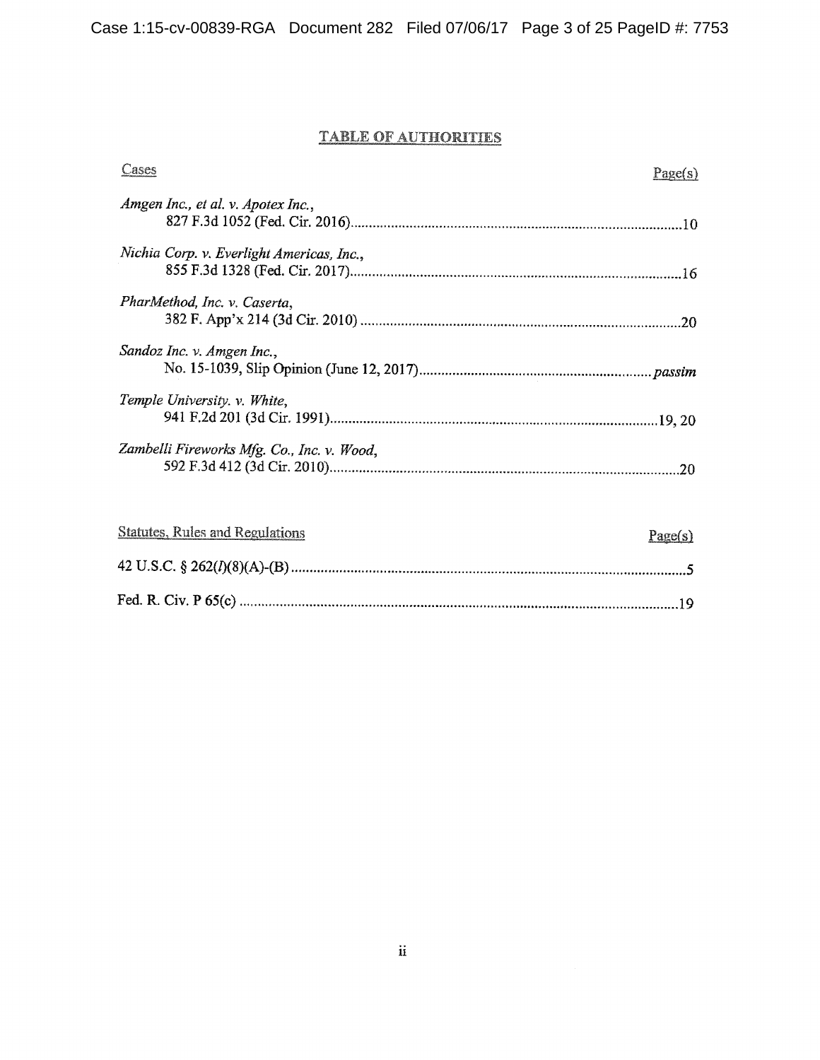## TABLE OF AUTHORITIES

| Cases | Page(s) |
|---|---|
| *Amgen Inc., et al. v. Apotex Inc.*, 827 F.3d 1052 (Fed. Cir. 2016) | 10 |
| *Nichia Corp. v. Everlight Americas, Inc.*, 855 F.3d 1328 (Fed. Cir. 2017) | 16 |
| *PharMethod, Inc. v. Caserta*, 382 F. App'x 214 (3d Cir. 2010) | 20 |
| *Sandoz Inc. v. Amgen Inc.*, No. 15-1039, Slip Opinion (June 12, 2017) | *passim* |
| *Temple University. v. White*, 941 F.2d 201 (3d Cir. 1991) | 19, 20 |
| *Zambelli Fireworks Mfg. Co., Inc. v. Wood*, 592 F.3d 412 (3d Cir. 2010) | 20 |

| Statutes, Rules and Regulations | Page(s) |
|---|---|
| 42 U.S.C. § 262(*l*)(8)(A)-(B) | 5 |
| Fed. R. Civ. P 65(c) | 19 |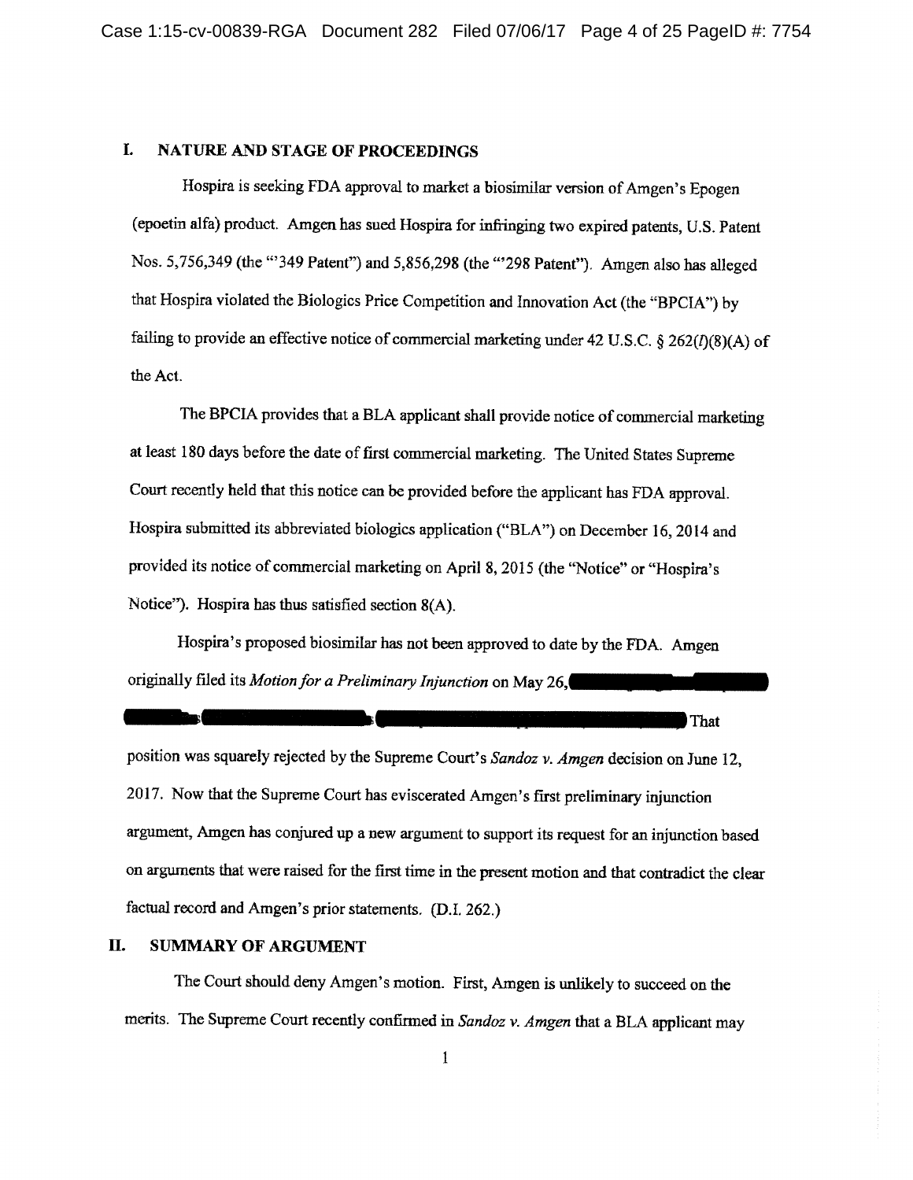## I. NATURE AND STAGE OF PROCEEDINGS

Hospira is seeking FDA approval to market a biosimilar version of Amgen's Epogen (epoetin alfa) product. Amgen has sued Hospira for infringing two expired patents, U.S. Patent Nos. 5,756,349 (the "'349 Patent") and 5,856,298 (the "'298 Patent"). Amgen also has alleged that Hospira violated the Biologics Price Competition and Innovation Act (the "BPCIA") by failing to provide an effective notice of commercial marketing under 42 U.S.C. § 262(*l*)(8)(A) of the Act.

The BPCIA provides that a BLA applicant shall provide notice of commercial marketing at least 180 days before the date of first commercial marketing. The United States Supreme Court recently held that this notice can be provided before the applicant has FDA approval. Hospira submitted its abbreviated biologics application ("BLA") on December 16, 2014 and provided its notice of commercial marketing on April 8, 2015 (the "Notice" or "Hospira's Notice"). Hospira has thus satisfied section 8(A).

Hospira's proposed biosimilar has not been approved to date by the FDA. Amgen originally filed its *Motion for a Preliminary Injunction* on May 26, [REDACTED] That position was squarely rejected by the Supreme Court's *Sandoz v. Amgen* decision on June 12, 2017. Now that the Supreme Court has eviscerated Amgen's first preliminary injunction argument, Amgen has conjured up a new argument to support its request for an injunction based on arguments that were raised for the first time in the present motion and that contradict the clear factual record and Amgen's prior statements. (D.I. 262.)

## II. SUMMARY OF ARGUMENT

The Court should deny Amgen's motion. First, Amgen is unlikely to succeed on the merits. The Supreme Court recently confirmed in *Sandoz v. Amgen* that a BLA applicant may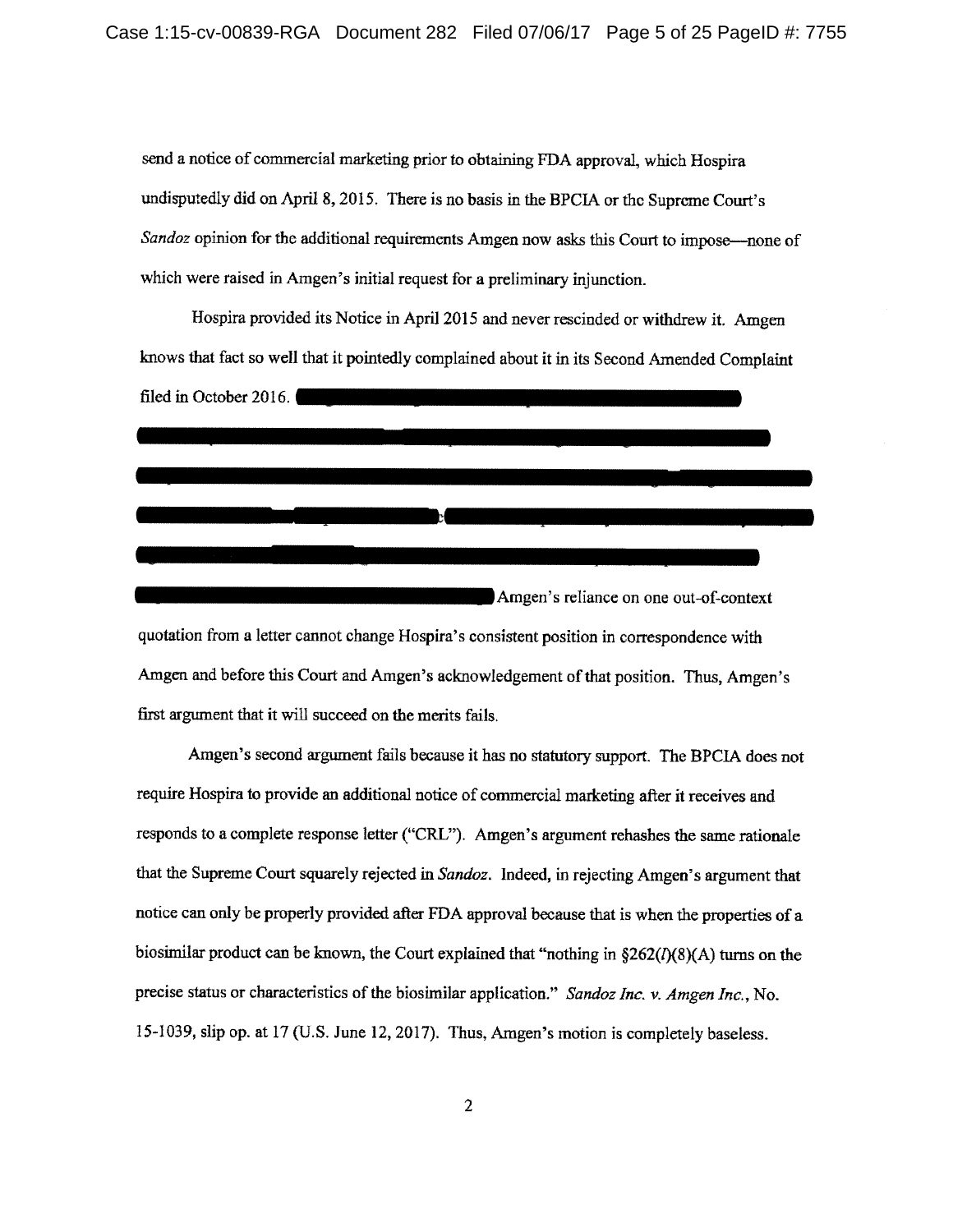send a notice of commercial marketing prior to obtaining FDA approval, which Hospira undisputedly did on April 8, 2015. There is no basis in the BPCIA or the Supreme Court's *Sandoz* opinion for the additional requirements Amgen now asks this Court to impose—none of which were raised in Amgen's initial request for a preliminary injunction.

Hospira provided its Notice in April 2015 and never rescinded or withdrew it. Amgen knows that fact so well that it pointedly complained about it in its Second Amended Complaint filed in October 2016. [REDACTED] Amgen's reliance on one out-of-context quotation from a letter cannot change Hospira's consistent position in correspondence with Amgen and before this Court and Amgen's acknowledgement of that position. Thus, Amgen's first argument that it will succeed on the merits fails.

Amgen's second argument fails because it has no statutory support. The BPCIA does not require Hospira to provide an additional notice of commercial marketing after it receives and responds to a complete response letter ("CRL"). Amgen's argument rehashes the same rationale that the Supreme Court squarely rejected in *Sandoz*. Indeed, in rejecting Amgen's argument that notice can only be properly provided after FDA approval because that is when the properties of a biosimilar product can be known, the Court explained that "nothing in §262(*l*)(8)(A) turns on the precise status or characteristics of the biosimilar application." *Sandoz Inc. v. Amgen Inc.*, No. 15-1039, slip op. at 17 (U.S. June 12, 2017). Thus, Amgen's motion is completely baseless.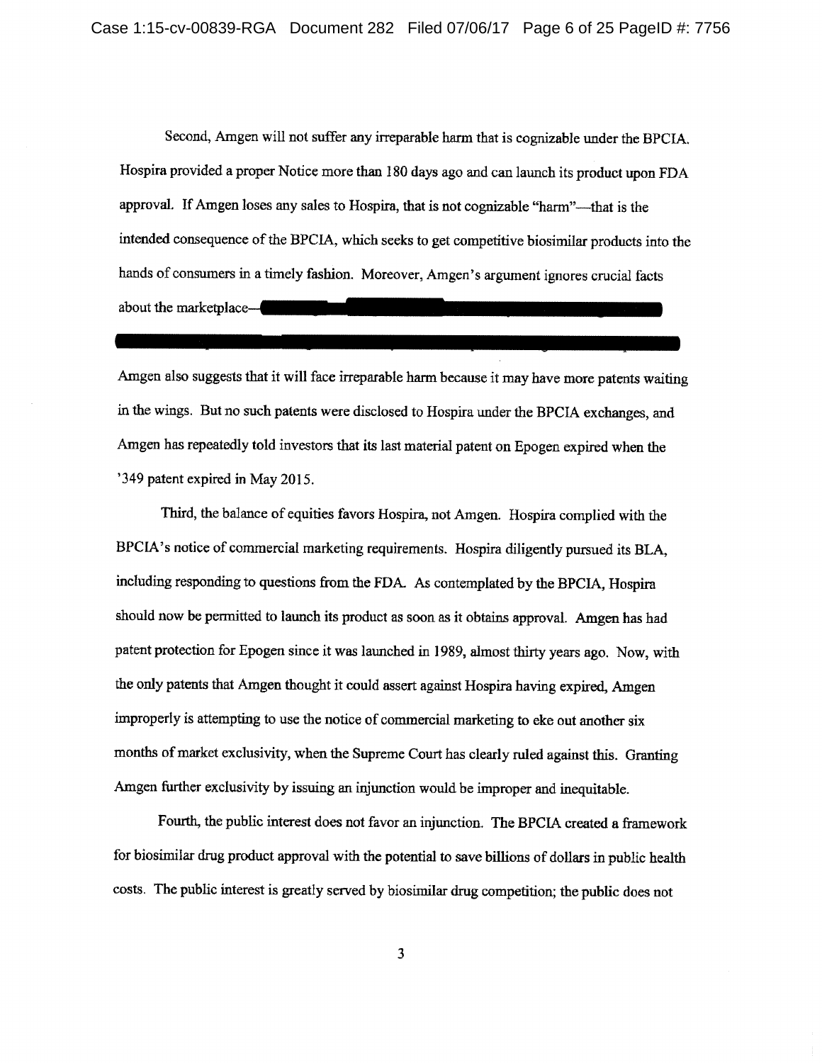Second, Amgen will not suffer any irreparable harm that is cognizable under the BPCIA. Hospira provided a proper Notice more than 180 days ago and can launch its product upon FDA approval. If Amgen loses any sales to Hospira, that is not cognizable "harm"—that is the intended consequence of the BPCIA, which seeks to get competitive biosimilar products into the hands of consumers in a timely fashion. Moreover, Amgen's argument ignores crucial facts about the marketplace—[REDACTED]

Amgen also suggests that it will face irreparable harm because it may have more patents waiting in the wings. But no such patents were disclosed to Hospira under the BPCIA exchanges, and Amgen has repeatedly told investors that its last material patent on Epogen expired when the '349 patent expired in May 2015.

Third, the balance of equities favors Hospira, not Amgen. Hospira complied with the BPCIA's notice of commercial marketing requirements. Hospira diligently pursued its BLA, including responding to questions from the FDA. As contemplated by the BPCIA, Hospira should now be permitted to launch its product as soon as it obtains approval. Amgen has had patent protection for Epogen since it was launched in 1989, almost thirty years ago. Now, with the only patents that Amgen thought it could assert against Hospira having expired, Amgen improperly is attempting to use the notice of commercial marketing to eke out another six months of market exclusivity, when the Supreme Court has clearly ruled against this. Granting Amgen further exclusivity by issuing an injunction would be improper and inequitable.

Fourth, the public interest does not favor an injunction. The BPCIA created a framework for biosimilar drug product approval with the potential to save billions of dollars in public health costs. The public interest is greatly served by biosimilar drug competition; the public does not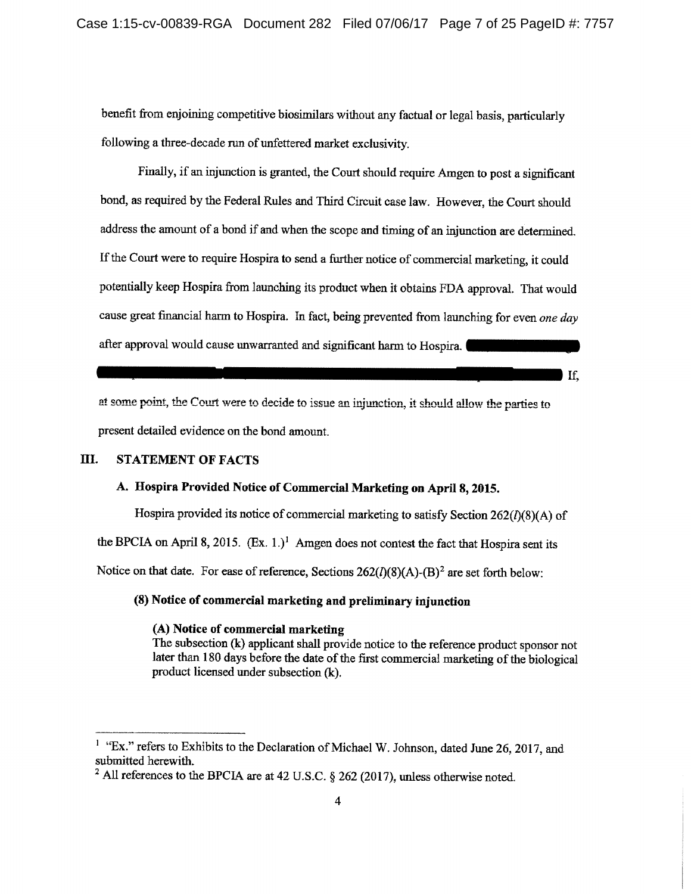benefit from enjoining competitive biosimilars without any factual or legal basis, particularly following a three-decade run of unfettered market exclusivity.

Finally, if an injunction is granted, the Court should require Amgen to post a significant bond, as required by the Federal Rules and Third Circuit case law. However, the Court should address the amount of a bond if and when the scope and timing of an injunction are determined. If the Court were to require Hospira to send a further notice of commercial marketing, it could potentially keep Hospira from launching its product when it obtains FDA approval. That would cause great financial harm to Hospira. In fact, being prevented from launching for even *one day* after approval would cause unwarranted and significant harm to Hospira. [REDACTED] If, at some point, the Court were to decide to issue an injunction, it should allow the parties to present detailed evidence on the bond amount.

## III. STATEMENT OF FACTS

### A. Hospira Provided Notice of Commercial Marketing on April 8, 2015.

Hospira provided its notice of commercial marketing to satisfy Section 262(*l*)(8)(A) of the BPCIA on April 8, 2015. (Ex. 1.)[1] Amgen does not contest the fact that Hospira sent its Notice on that date. For ease of reference, Sections 262(*l*)(8)(A)-(B)[2] are set forth below:

> **(8) Notice of commercial marketing and preliminary injunction**
>
> **(A) Notice of commercial marketing**
> The subsection (k) applicant shall provide notice to the reference product sponsor not later than 180 days before the date of the first commercial marketing of the biological product licensed under subsection (k).

---

[1] "Ex." refers to Exhibits to the Declaration of Michael W. Johnson, dated June 26, 2017, and submitted herewith.

[2] All references to the BPCIA are at 42 U.S.C. § 262 (2017), unless otherwise noted.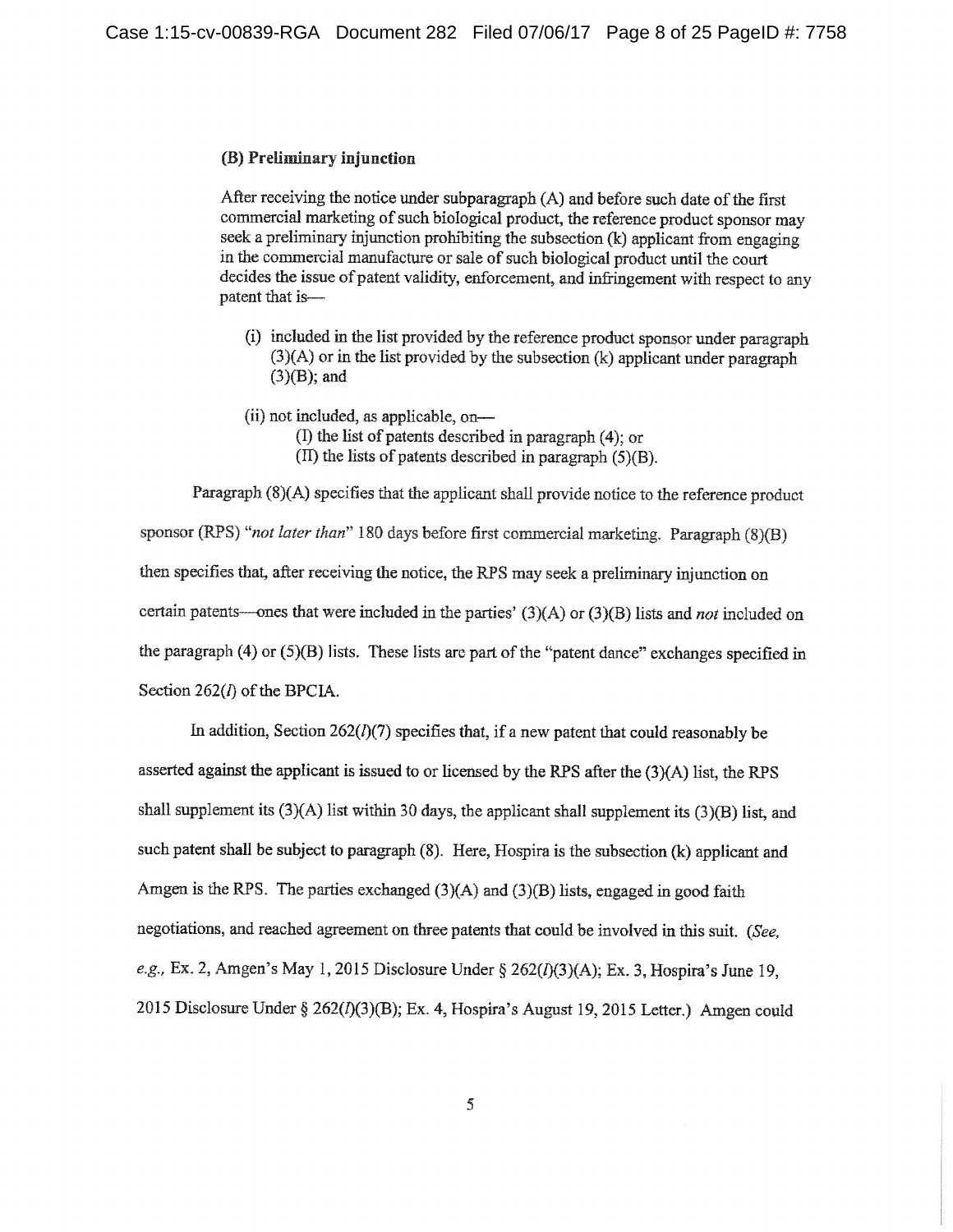**(B) Preliminary injunction**

> After receiving the notice under subparagraph (A) and before such date of the first commercial marketing of such biological product, the reference product sponsor may seek a preliminary injunction prohibiting the subsection (k) applicant from engaging in the commercial manufacture or sale of such biological product until the court decides the issue of patent validity, enforcement, and infringement with respect to any patent that is—
>
> (i) included in the list provided by the reference product sponsor under paragraph (3)(A) or in the list provided by the subsection (k) applicant under paragraph (3)(B); and
>
> (ii) not included, as applicable, on—
>
> (I) the list of patents described in paragraph (4); or
>
> (II) the lists of patents described in paragraph (5)(B).

Paragraph (8)(A) specifies that the applicant shall provide notice to the reference product sponsor (RPS) "*not later than*" 180 days before first commercial marketing. Paragraph (8)(B) then specifies that, after receiving the notice, the RPS may seek a preliminary injunction on certain patents—ones that were included in the parties' (3)(A) or (3)(B) lists and *not* included on the paragraph (4) or (5)(B) lists. These lists are part of the "patent dance" exchanges specified in Section 262(*l*) of the BPCIA.

In addition, Section 262(*l*)(7) specifies that, if a new patent that could reasonably be asserted against the applicant is issued to or licensed by the RPS after the (3)(A) list, the RPS shall supplement its (3)(A) list within 30 days, the applicant shall supplement its (3)(B) list, and such patent shall be subject to paragraph (8). Here, Hospira is the subsection (k) applicant and Amgen is the RPS. The parties exchanged (3)(A) and (3)(B) lists, engaged in good faith negotiations, and reached agreement on three patents that could be involved in this suit. (*See, e.g.,* Ex. 2, Amgen's May 1, 2015 Disclosure Under § 262(*l*)(3)(A); Ex. 3, Hospira's June 19, 2015 Disclosure Under § 262(*l*)(3)(B); Ex. 4, Hospira's August 19, 2015 Letter.) Amgen could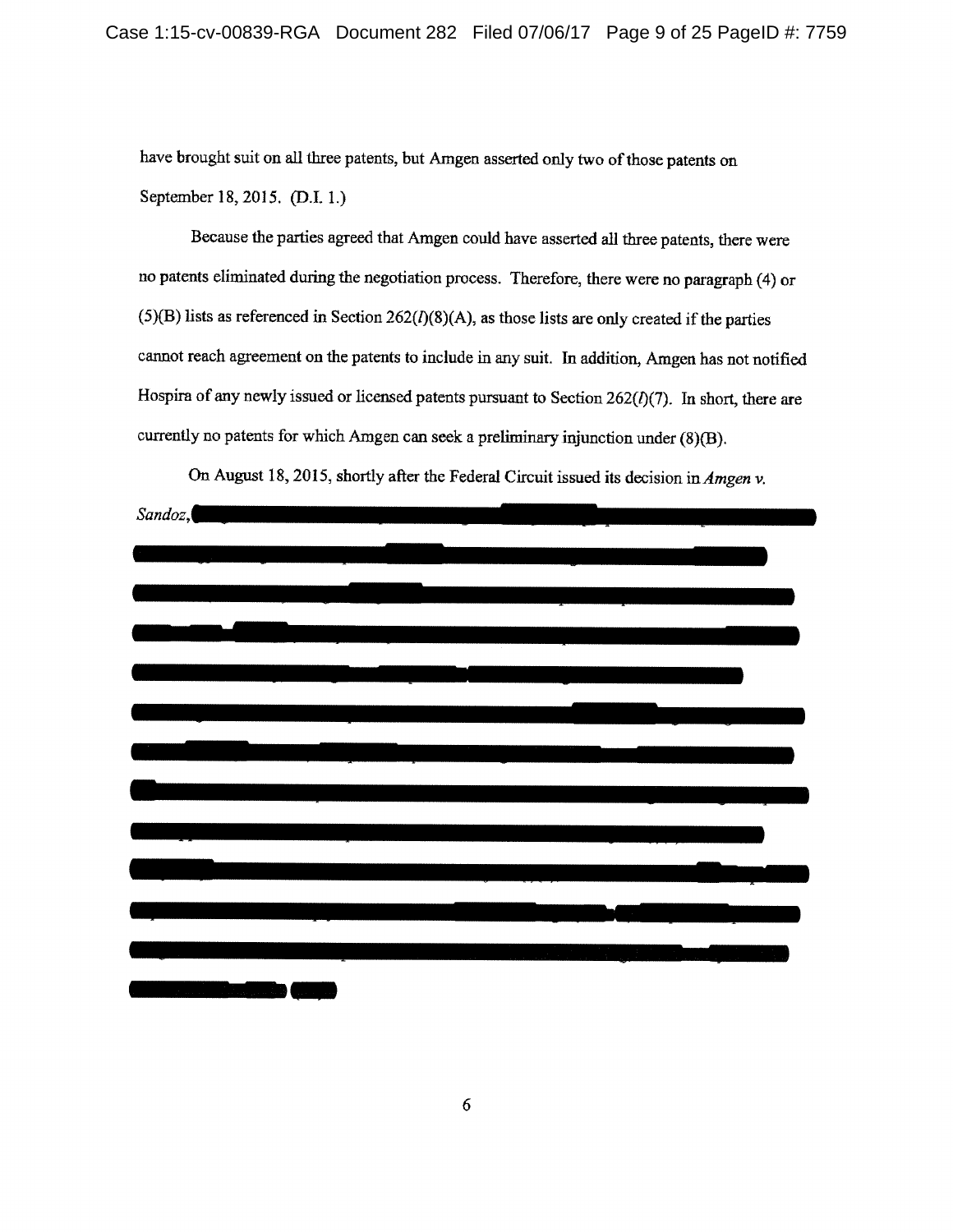have brought suit on all three patents, but Amgen asserted only two of those patents on September 18, 2015. (D.I. 1.)

Because the parties agreed that Amgen could have asserted all three patents, there were no patents eliminated during the negotiation process. Therefore, there were no paragraph (4) or (5)(B) lists as referenced in Section 262(*l*)(8)(A), as those lists are only created if the parties cannot reach agreement on the patents to include in any suit. In addition, Amgen has not notified Hospira of any newly issued or licensed patents pursuant to Section 262(*l*)(7). In short, there are currently no patents for which Amgen can seek a preliminary injunction under (8)(B).

On August 18, 2015, shortly after the Federal Circuit issued its decision in *Amgen v. Sandoz*,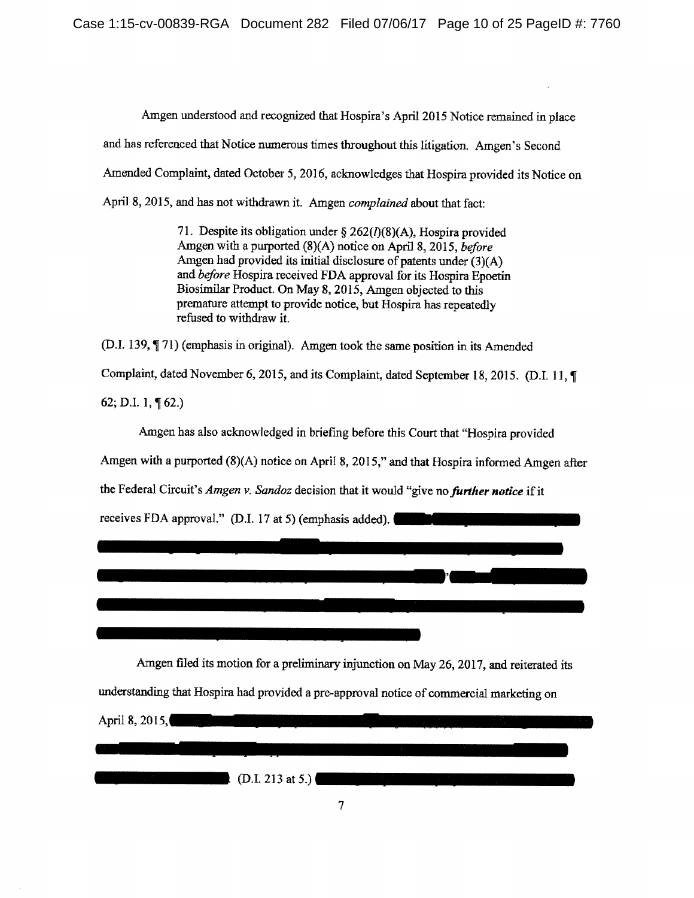Amgen understood and recognized that Hospira's April 2015 Notice remained in place and has referenced that Notice numerous times throughout this litigation. Amgen's Second Amended Complaint, dated October 5, 2016, acknowledges that Hospira provided its Notice on April 8, 2015, and has not withdrawn it. Amgen *complained* about that fact:

> 71. Despite its obligation under § 262(*l*)(8)(A), Hospira provided Amgen with a purported (8)(A) notice on April 8, 2015, *before* Amgen had provided its initial disclosure of patents under (3)(A) and *before* Hospira received FDA approval for its Hospira Epoetin Biosimilar Product. On May 8, 2015, Amgen objected to this premature attempt to provide notice, but Hospira has repeatedly refused to withdraw it.

(D.I. 139, ¶ 71) (emphasis in original). Amgen took the same position in its Amended Complaint, dated November 6, 2015, and its Complaint, dated September 18, 2015. (D.I. 11, ¶ 62; D.I. 1, ¶ 62.)

Amgen has also acknowledged in briefing before this Court that "Hospira provided Amgen with a purported (8)(A) notice on April 8, 2015," and that Hospira informed Amgen after the Federal Circuit's *Amgen v. Sandoz* decision that it would "give no ***further notice*** if it receives FDA approval." (D.I. 17 at 5) (emphasis added). [REDACTED]

Amgen filed its motion for a preliminary injunction on May 26, 2017, and reiterated its understanding that Hospira had provided a pre-approval notice of commercial marketing on April 8, 2015, [REDACTED] (D.I. 213 at 5.) [REDACTED]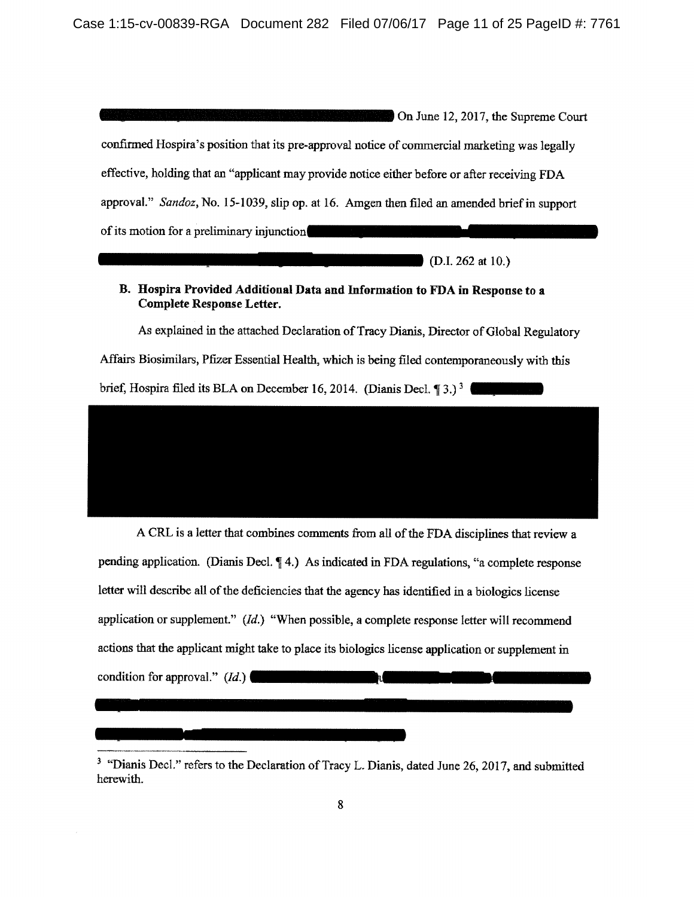On June 12, 2017, the Supreme Court confirmed Hospira's position that its pre-approval notice of commercial marketing was legally effective, holding that an "applicant may provide notice either before or after receiving FDA approval." *Sandoz*, No. 15-1039, slip op. at 16. Amgen then filed an amended brief in support of its motion for a preliminary injunction (D.I. 262 at 10.)

**B. Hospira Provided Additional Data and Information to FDA in Response to a Complete Response Letter.**

As explained in the attached Declaration of Tracy Dianis, Director of Global Regulatory Affairs Biosimilars, Pfizer Essential Health, which is being filed contemporaneously with this brief, Hospira filed its BLA on December 16, 2014. (Dianis Decl. ¶ 3.) [3]

A CRL is a letter that combines comments from all of the FDA disciplines that review a pending application. (Dianis Decl. ¶ 4.) As indicated in FDA regulations, "a complete response letter will describe all of the deficiencies that the agency has identified in a biologics license application or supplement." (*Id.*) "When possible, a complete response letter will recommend actions that the applicant might take to place its biologics license application or supplement in condition for approval." (*Id.*)

---

[3] "Dianis Decl." refers to the Declaration of Tracy L. Dianis, dated June 26, 2017, and submitted herewith.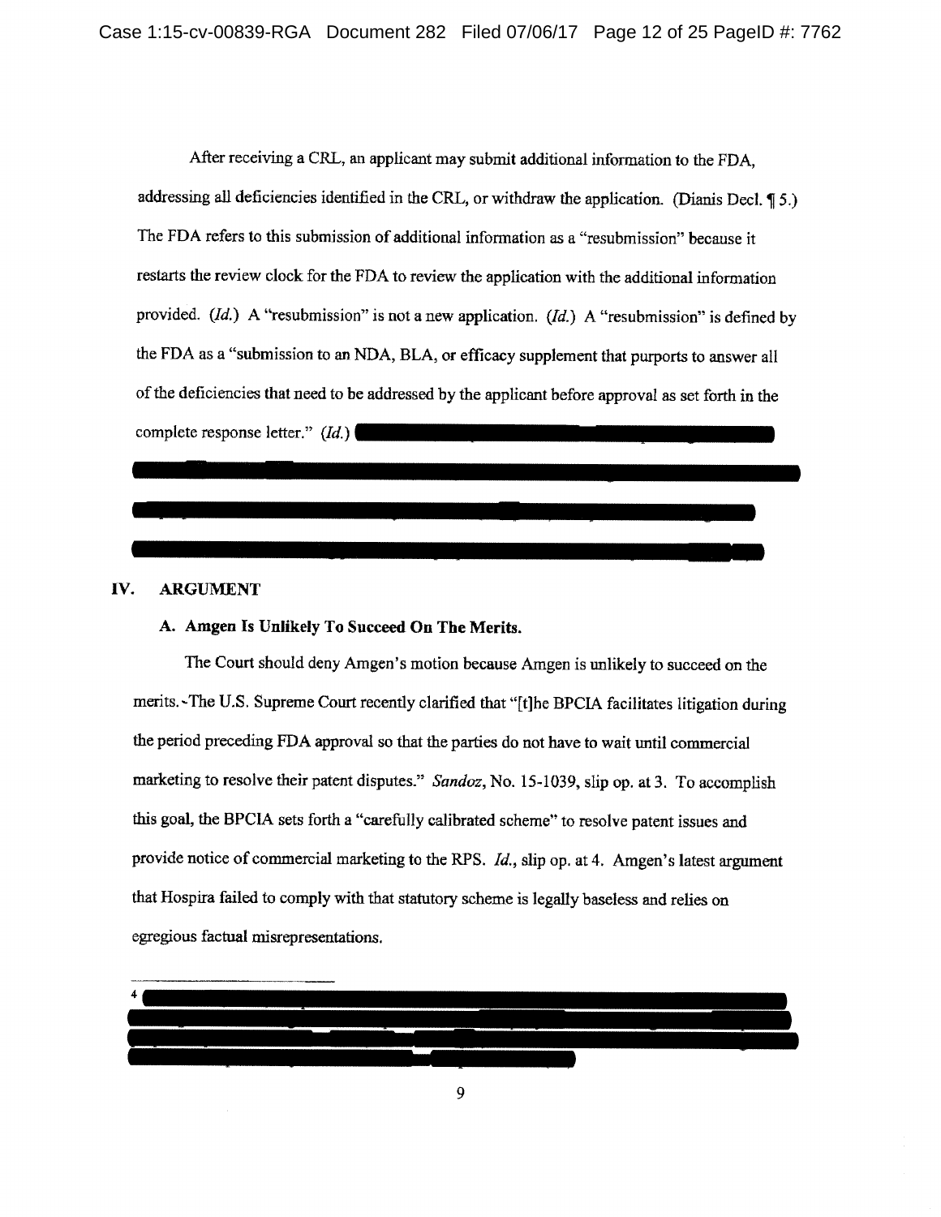After receiving a CRL, an applicant may submit additional information to the FDA, addressing all deficiencies identified in the CRL, or withdraw the application. (Dianis Decl. ¶ 5.) The FDA refers to this submission of additional information as a "resubmission" because it restarts the review clock for the FDA to review the application with the additional information provided. (*Id.*) A "resubmission" is not a new application. (*Id.*) A "resubmission" is defined by the FDA as a "submission to an NDA, BLA, or efficacy supplement that purports to answer all of the deficiencies that need to be addressed by the applicant before approval as set forth in the complete response letter." (*Id.*) [REDACTED]

## IV. ARGUMENT

### A. Amgen Is Unlikely To Succeed On The Merits.

The Court should deny Amgen's motion because Amgen is unlikely to succeed on the merits. The U.S. Supreme Court recently clarified that "[t]he BPCIA facilitates litigation during the period preceding FDA approval so that the parties do not have to wait until commercial marketing to resolve their patent disputes." *Sandoz*, No. 15-1039, slip op. at 3. To accomplish this goal, the BPCIA sets forth a "carefully calibrated scheme" to resolve patent issues and provide notice of commercial marketing to the RPS. *Id.*, slip op. at 4. Amgen's latest argument that Hospira failed to comply with that statutory scheme is legally baseless and relies on egregious factual misrepresentations.

---

[4] [REDACTED]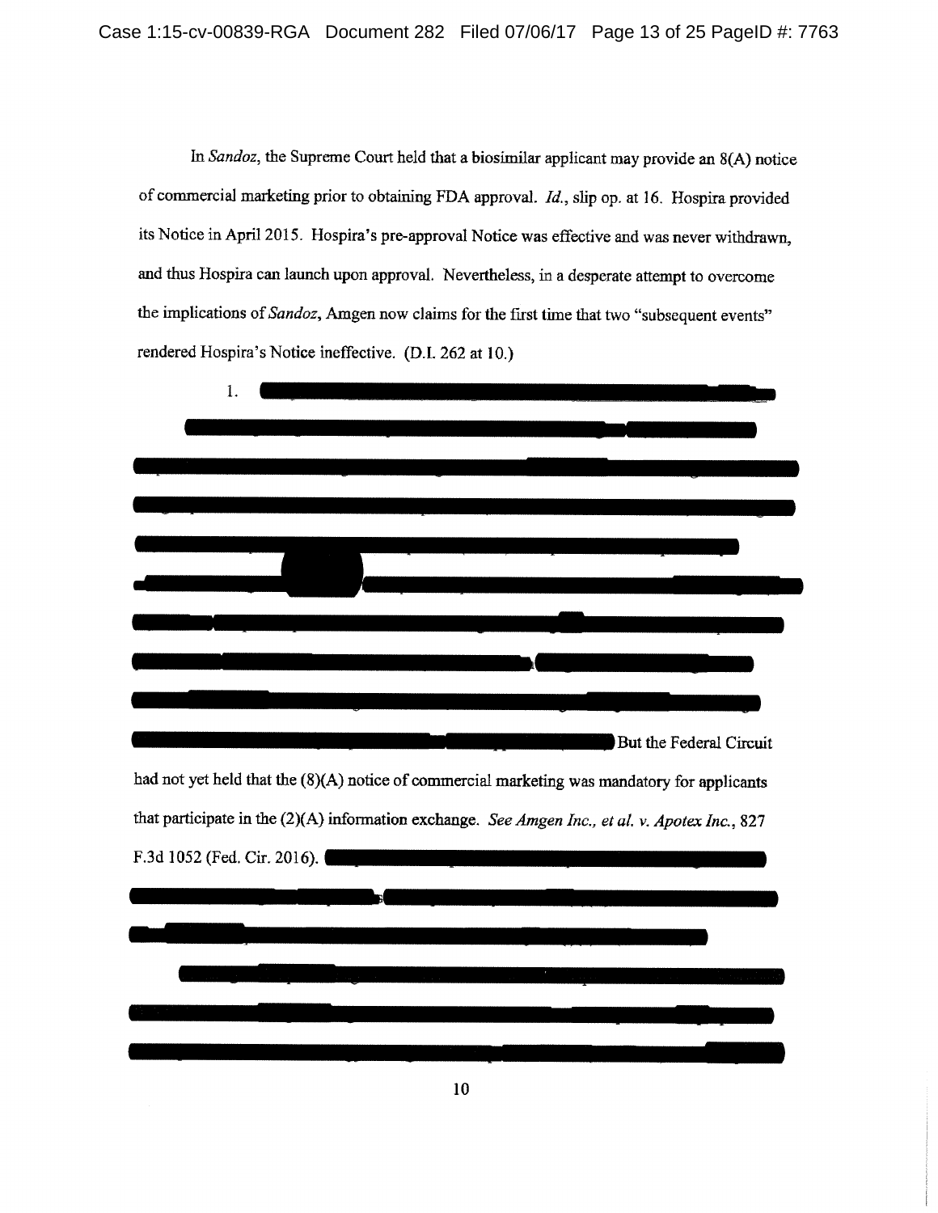In *Sandoz*, the Supreme Court held that a biosimilar applicant may provide an 8(A) notice of commercial marketing prior to obtaining FDA approval. *Id.*, slip op. at 16. Hospira provided its Notice in April 2015. Hospira's pre-approval Notice was effective and was never withdrawn, and thus Hospira can launch upon approval. Nevertheless, in a desperate attempt to overcome the implications of *Sandoz*, Amgen now claims for the first time that two "subsequent events" rendered Hospira's Notice ineffective. (D.I. 262 at 10.)

1. [REDACTED]

[REDACTED] But the Federal Circuit had not yet held that the (8)(A) notice of commercial marketing was mandatory for applicants that participate in the (2)(A) information exchange. *See Amgen Inc., et al. v. Apotex Inc.*, 827 F.3d 1052 (Fed. Cir. 2016). [REDACTED]

[REDACTED]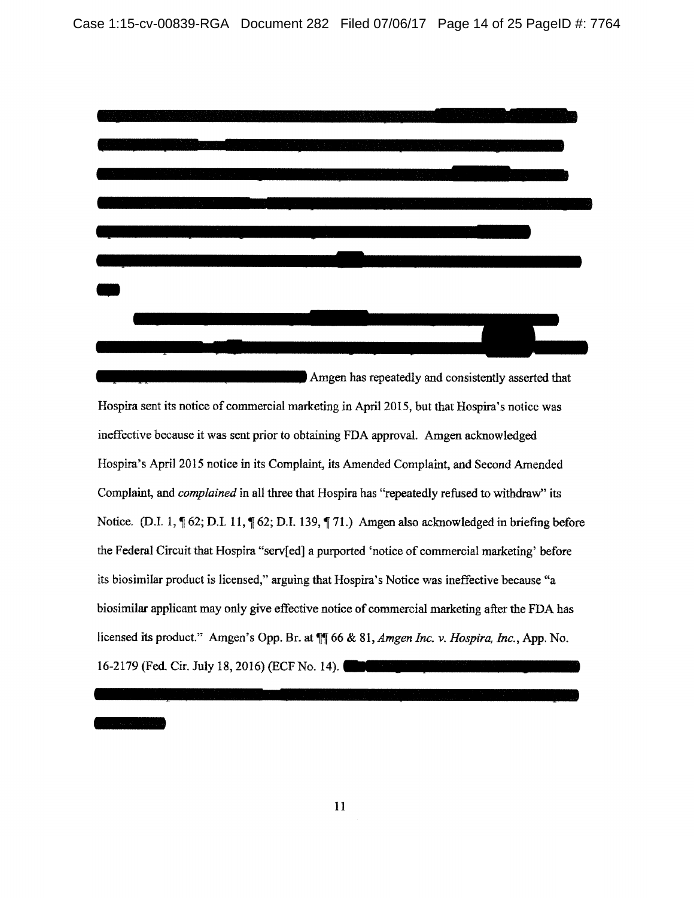Amgen has repeatedly and consistently asserted that Hospira sent its notice of commercial marketing in April 2015, but that Hospira's notice was ineffective because it was sent prior to obtaining FDA approval. Amgen acknowledged Hospira's April 2015 notice in its Complaint, its Amended Complaint, and Second Amended Complaint, and *complained* in all three that Hospira has "repeatedly refused to withdraw" its Notice. (D.I. 1, ¶ 62; D.I. 11, ¶ 62; D.I. 139, ¶ 71.) Amgen also acknowledged in briefing before the Federal Circuit that Hospira "serv[ed] a purported 'notice of commercial marketing' before its biosimilar product is licensed," arguing that Hospira's Notice was ineffective because "a biosimilar applicant may only give effective notice of commercial marketing after the FDA has licensed its product." Amgen's Opp. Br. at ¶¶ 66 & 81, *Amgen Inc. v. Hospira, Inc.*, App. No. 16-2179 (Fed. Cir. July 18, 2016) (ECF No. 14).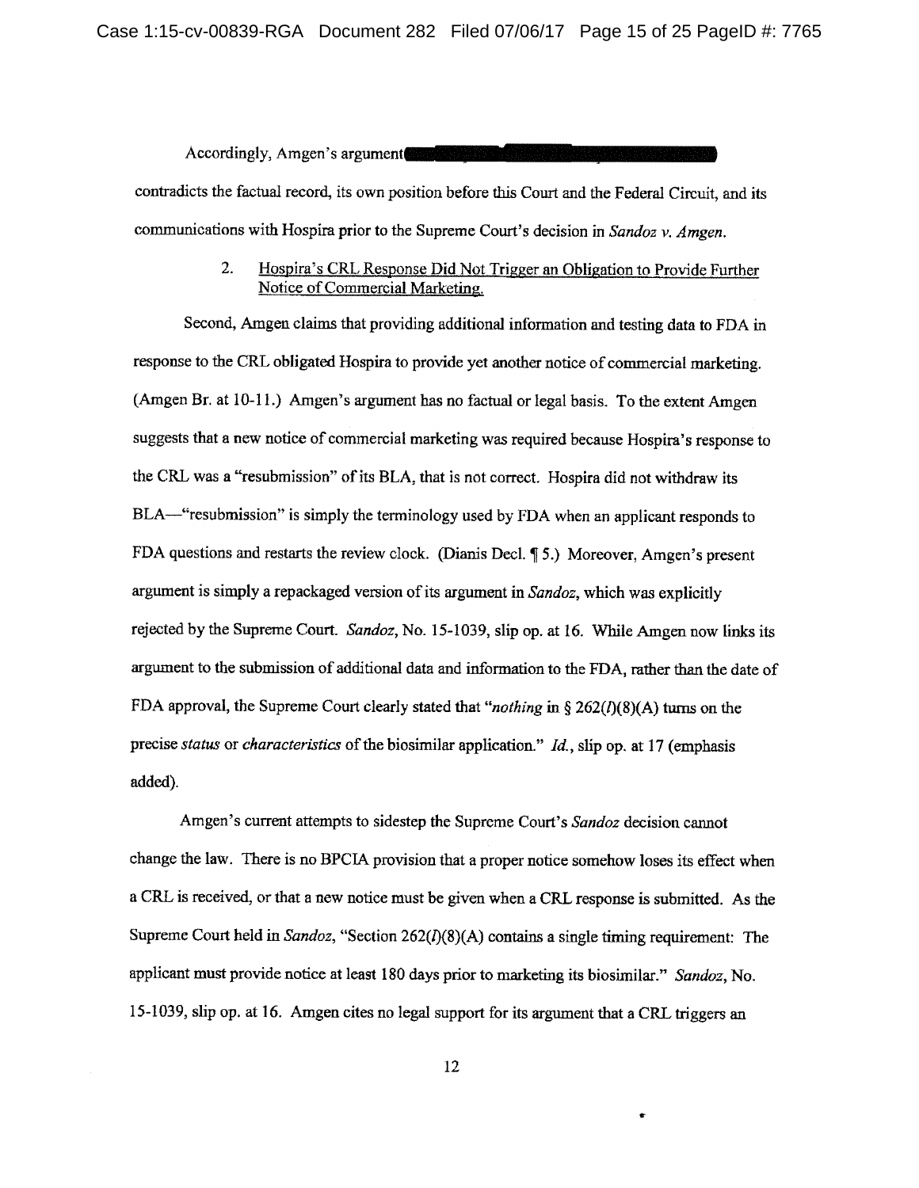Accordingly, Amgen's argument [REDACTED] contradicts the factual record, its own position before this Court and the Federal Circuit, and its communications with Hospira prior to the Supreme Court's decision in *Sandoz v. Amgen*.

2. <u>Hospira's CRL Response Did Not Trigger an Obligation to Provide Further Notice of Commercial Marketing.</u>

Second, Amgen claims that providing additional information and testing data to FDA in response to the CRL obligated Hospira to provide yet another notice of commercial marketing. (Amgen Br. at 10-11.) Amgen's argument has no factual or legal basis. To the extent Amgen suggests that a new notice of commercial marketing was required because Hospira's response to the CRL was a "resubmission" of its BLA, that is not correct. Hospira did not withdraw its BLA—"resubmission" is simply the terminology used by FDA when an applicant responds to FDA questions and restarts the review clock. (Dianis Decl. ¶ 5.) Moreover, Amgen's present argument is simply a repackaged version of its argument in *Sandoz*, which was explicitly rejected by the Supreme Court. *Sandoz*, No. 15-1039, slip op. at 16. While Amgen now links its argument to the submission of additional data and information to the FDA, rather than the date of FDA approval, the Supreme Court clearly stated that "*nothing* in § 262(*l*)(8)(A) turns on the precise *status* or *characteristics* of the biosimilar application." *Id.*, slip op. at 17 (emphasis added).

Amgen's current attempts to sidestep the Supreme Court's *Sandoz* decision cannot change the law. There is no BPCIA provision that a proper notice somehow loses its effect when a CRL is received, or that a new notice must be given when a CRL response is submitted. As the Supreme Court held in *Sandoz*, "Section 262(*l*)(8)(A) contains a single timing requirement: The applicant must provide notice at least 180 days prior to marketing its biosimilar." *Sandoz*, No. 15-1039, slip op. at 16. Amgen cites no legal support for its argument that a CRL triggers an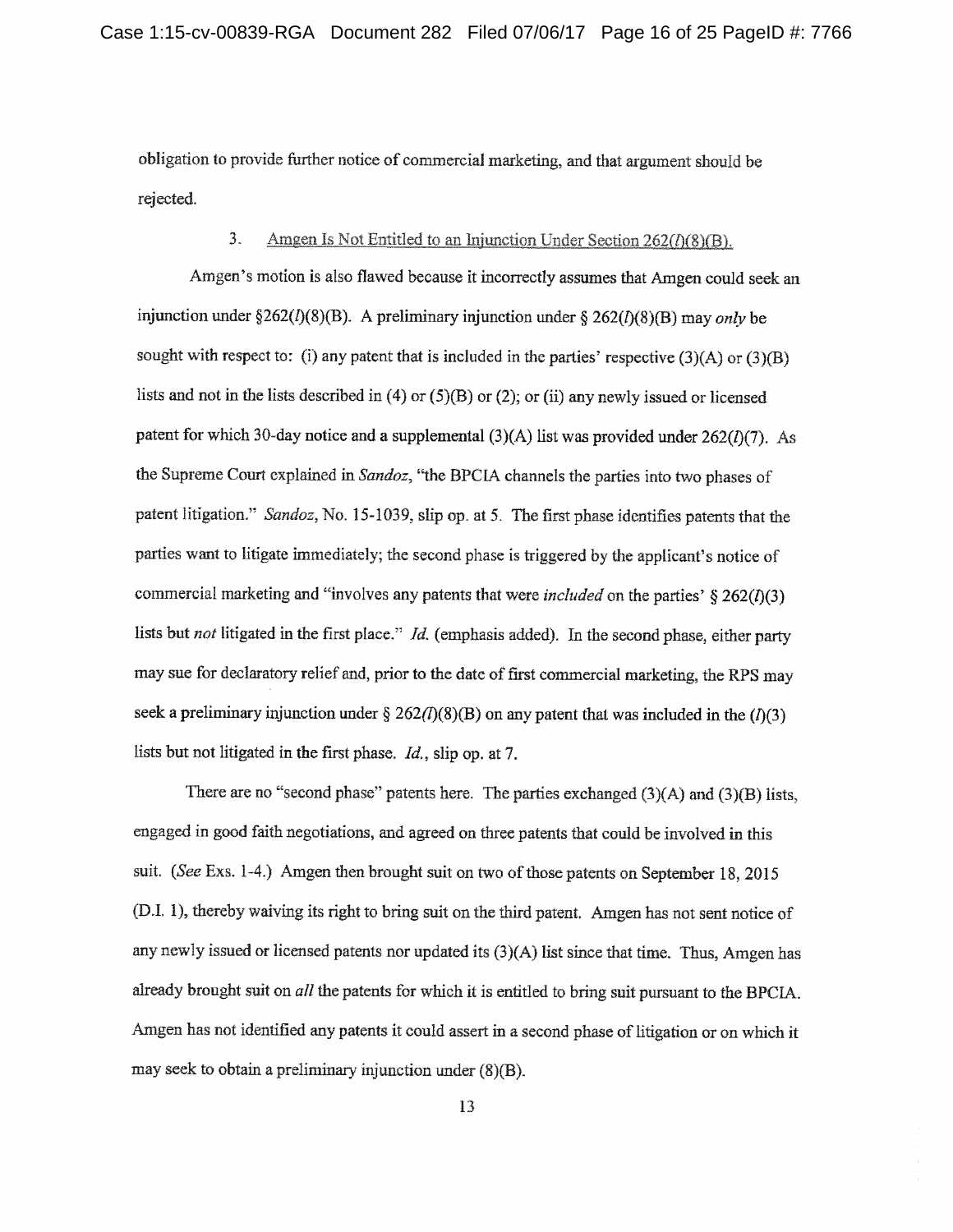obligation to provide further notice of commercial marketing, and that argument should be rejected.

### 3. Amgen Is Not Entitled to an Injunction Under Section 262(*l*)(8)(B).

Amgen's motion is also flawed because it incorrectly assumes that Amgen could seek an injunction under §262(*l*)(8)(B). A preliminary injunction under § 262(*l*)(8)(B) may *only* be sought with respect to: (i) any patent that is included in the parties' respective (3)(A) or (3)(B) lists and not in the lists described in (4) or (5)(B) or (2); or (ii) any newly issued or licensed patent for which 30-day notice and a supplemental (3)(A) list was provided under 262(*l*)(7). As the Supreme Court explained in *Sandoz*, "the BPCIA channels the parties into two phases of patent litigation." *Sandoz*, No. 15-1039, slip op. at 5. The first phase identifies patents that the parties want to litigate immediately; the second phase is triggered by the applicant's notice of commercial marketing and "involves any patents that were *included* on the parties' § 262(*l*)(3) lists but *not* litigated in the first place." *Id.* (emphasis added). In the second phase, either party may sue for declaratory relief and, prior to the date of first commercial marketing, the RPS may seek a preliminary injunction under § 262(*l*)(8)(B) on any patent that was included in the (*l*)(3) lists but not litigated in the first phase. *Id.*, slip op. at 7.

There are no "second phase" patents here. The parties exchanged (3)(A) and (3)(B) lists, engaged in good faith negotiations, and agreed on three patents that could be involved in this suit. (*See* Exs. 1-4.) Amgen then brought suit on two of those patents on September 18, 2015 (D.I. 1), thereby waiving its right to bring suit on the third patent. Amgen has not sent notice of any newly issued or licensed patents nor updated its (3)(A) list since that time. Thus, Amgen has already brought suit on *all* the patents for which it is entitled to bring suit pursuant to the BPCIA. Amgen has not identified any patents it could assert in a second phase of litigation or on which it may seek to obtain a preliminary injunction under (8)(B).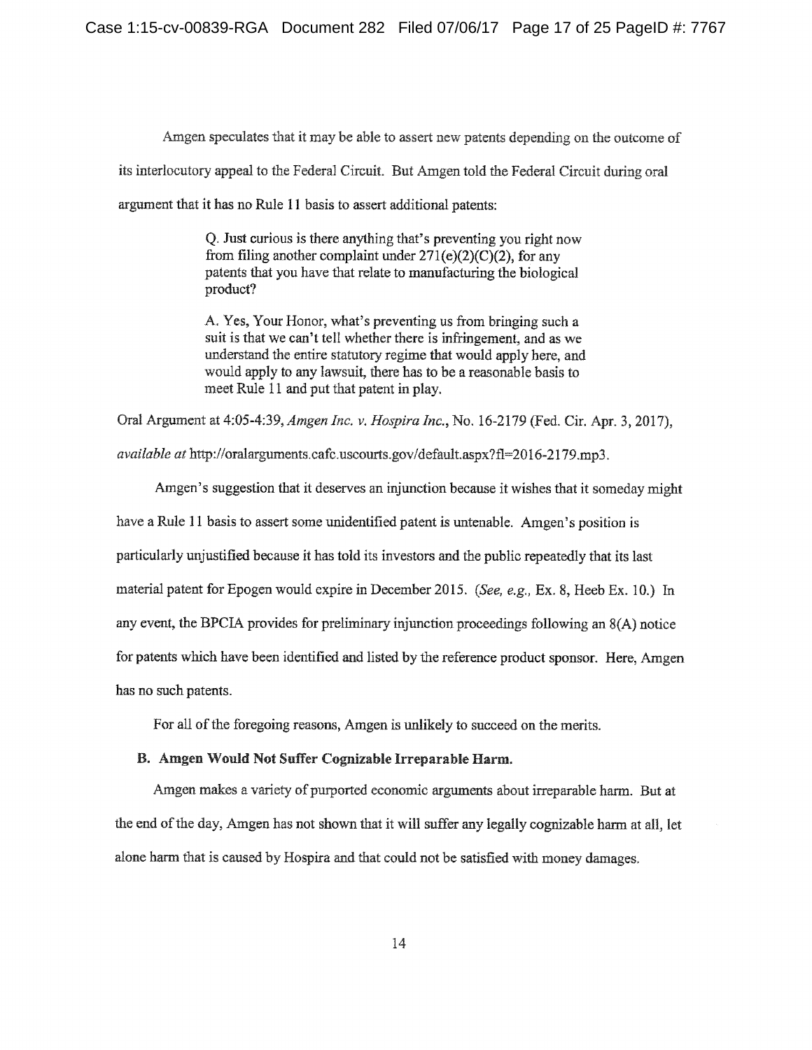Amgen speculates that it may be able to assert new patents depending on the outcome of its interlocutory appeal to the Federal Circuit. But Amgen told the Federal Circuit during oral argument that it has no Rule 11 basis to assert additional patents:

> Q. Just curious is there anything that's preventing you right now from filing another complaint under 271(e)(2)(C)(2), for any patents that you have that relate to manufacturing the biological product?
>
> A. Yes, Your Honor, what's preventing us from bringing such a suit is that we can't tell whether there is infringement, and as we understand the entire statutory regime that would apply here, and would apply to any lawsuit, there has to be a reasonable basis to meet Rule 11 and put that patent in play.

Oral Argument at 4:05-4:39, *Amgen Inc. v. Hospira Inc.*, No. 16-2179 (Fed. Cir. Apr. 3, 2017), *available at* http://oralarguments.cafc.uscourts.gov/default.aspx?fl=2016-2179.mp3.

Amgen's suggestion that it deserves an injunction because it wishes that it someday might have a Rule 11 basis to assert some unidentified patent is untenable. Amgen's position is particularly unjustified because it has told its investors and the public repeatedly that its last material patent for Epogen would expire in December 2015. (*See, e.g.,* Ex. 8, Heeb Ex. 10.) In any event, the BPCIA provides for preliminary injunction proceedings following an 8(A) notice for patents which have been identified and listed by the reference product sponsor. Here, Amgen has no such patents.

For all of the foregoing reasons, Amgen is unlikely to succeed on the merits.

### B. Amgen Would Not Suffer Cognizable Irreparable Harm.

Amgen makes a variety of purported economic arguments about irreparable harm. But at the end of the day, Amgen has not shown that it will suffer any legally cognizable harm at all, let alone harm that is caused by Hospira and that could not be satisfied with money damages.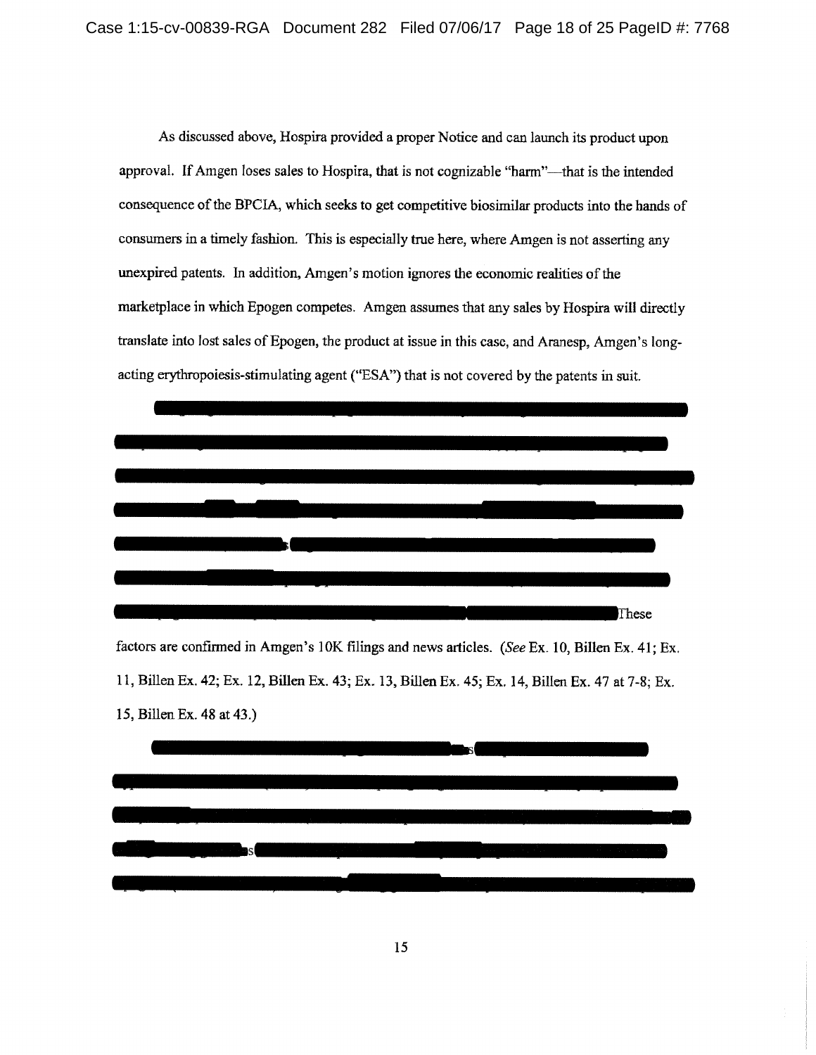As discussed above, Hospira provided a proper Notice and can launch its product upon approval. If Amgen loses sales to Hospira, that is not cognizable "harm"—that is the intended consequence of the BPCIA, which seeks to get competitive biosimilar products into the hands of consumers in a timely fashion. This is especially true here, where Amgen is not asserting any unexpired patents. In addition, Amgen's motion ignores the economic realities of the marketplace in which Epogen competes. Amgen assumes that any sales by Hospira will directly translate into lost sales of Epogen, the product at issue in this case, and Aranesp, Amgen's long-acting erythropoiesis-stimulating agent ("ESA") that is not covered by the patents in suit.

These factors are confirmed in Amgen's 10K filings and news articles. (*See* Ex. 10, Billen Ex. 41; Ex. 11, Billen Ex. 42; Ex. 12, Billen Ex. 43; Ex. 13, Billen Ex. 45; Ex. 14, Billen Ex. 47 at 7-8; Ex. 15, Billen Ex. 48 at 43.)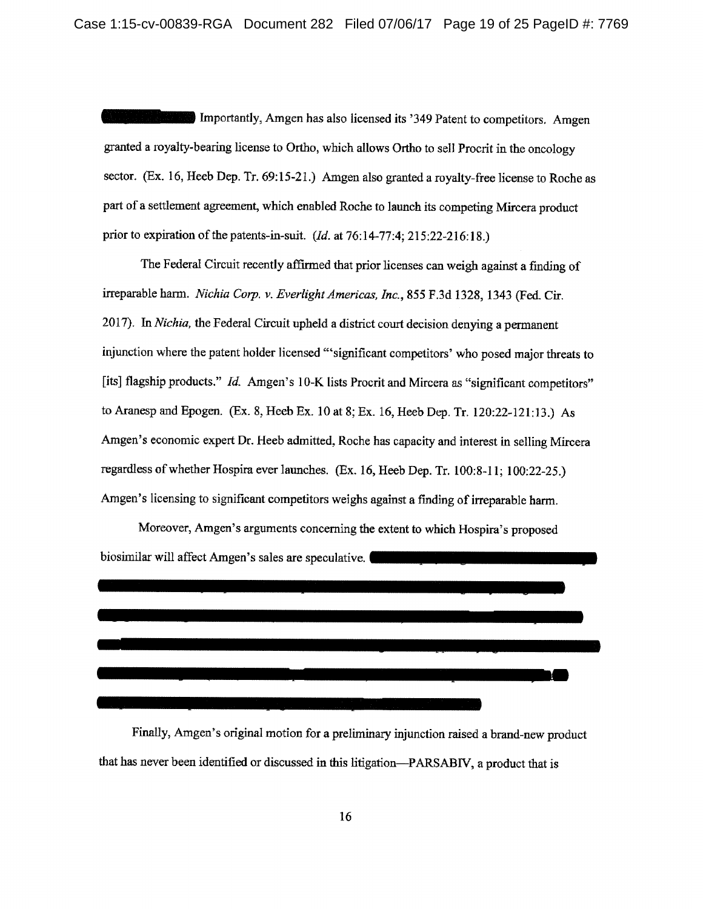Importantly, Amgen has also licensed its '349 Patent to competitors. Amgen granted a royalty-bearing license to Ortho, which allows Ortho to sell Procrit in the oncology sector. (Ex. 16, Heeb Dep. Tr. 69:15-21.) Amgen also granted a royalty-free license to Roche as part of a settlement agreement, which enabled Roche to launch its competing Mircera product prior to expiration of the patents-in-suit. (*Id.* at 76:14-77:4; 215:22-216:18.)

The Federal Circuit recently affirmed that prior licenses can weigh against a finding of irreparable harm. *Nichia Corp. v. Everlight Americas, Inc.*, 855 F.3d 1328, 1343 (Fed. Cir. 2017). In *Nichia,* the Federal Circuit upheld a district court decision denying a permanent injunction where the patent holder licensed "'significant competitors' who posed major threats to [its] flagship products." *Id.* Amgen's 10-K lists Procrit and Mircera as "significant competitors" to Aranesp and Epogen. (Ex. 8, Heeb Ex. 10 at 8; Ex. 16, Heeb Dep. Tr. 120:22-121:13.) As Amgen's economic expert Dr. Heeb admitted, Roche has capacity and interest in selling Mircera regardless of whether Hospira ever launches. (Ex. 16, Heeb Dep. Tr. 100:8-11; 100:22-25.) Amgen's licensing to significant competitors weighs against a finding of irreparable harm.

Moreover, Amgen's arguments concerning the extent to which Hospira's proposed biosimilar will affect Amgen's sales are speculative.

Finally, Amgen's original motion for a preliminary injunction raised a brand-new product that has never been identified or discussed in this litigation—PARSABIV, a product that is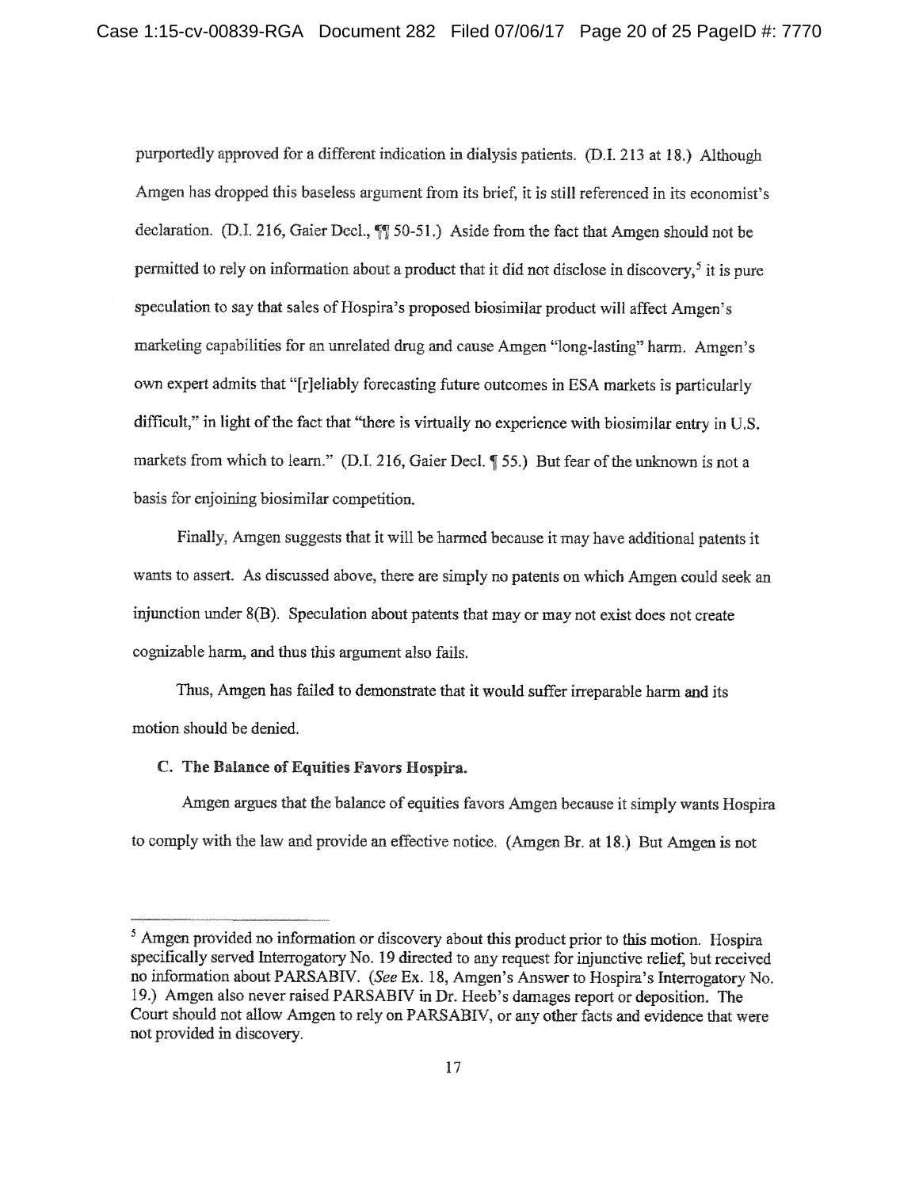purportedly approved for a different indication in dialysis patients. (D.I. 213 at 18.) Although Amgen has dropped this baseless argument from its brief, it is still referenced in its economist's declaration. (D.I. 216, Gaier Decl., ¶¶ 50-51.) Aside from the fact that Amgen should not be permitted to rely on information about a product that it did not disclose in discovery,[5] it is pure speculation to say that sales of Hospira's proposed biosimilar product will affect Amgen's marketing capabilities for an unrelated drug and cause Amgen "long-lasting" harm. Amgen's own expert admits that "[r]eliably forecasting future outcomes in ESA markets is particularly difficult," in light of the fact that "there is virtually no experience with biosimilar entry in U.S. markets from which to learn." (D.I. 216, Gaier Decl. ¶ 55.) But fear of the unknown is not a basis for enjoining biosimilar competition.

Finally, Amgen suggests that it will be harmed because it may have additional patents it wants to assert. As discussed above, there are simply no patents on which Amgen could seek an injunction under 8(B). Speculation about patents that may or may not exist does not create cognizable harm, and thus this argument also fails.

Thus, Amgen has failed to demonstrate that it would suffer irreparable harm and its motion should be denied.

### C. The Balance of Equities Favors Hospira.

Amgen argues that the balance of equities favors Amgen because it simply wants Hospira to comply with the law and provide an effective notice. (Amgen Br. at 18.) But Amgen is not

---

[5] Amgen provided no information or discovery about this product prior to this motion. Hospira specifically served Interrogatory No. 19 directed to any request for injunctive relief, but received no information about PARSABIV. (*See* Ex. 18, Amgen's Answer to Hospira's Interrogatory No. 19.) Amgen also never raised PARSABIV in Dr. Heeb's damages report or deposition. The Court should not allow Amgen to rely on PARSABIV, or any other facts and evidence that were not provided in discovery.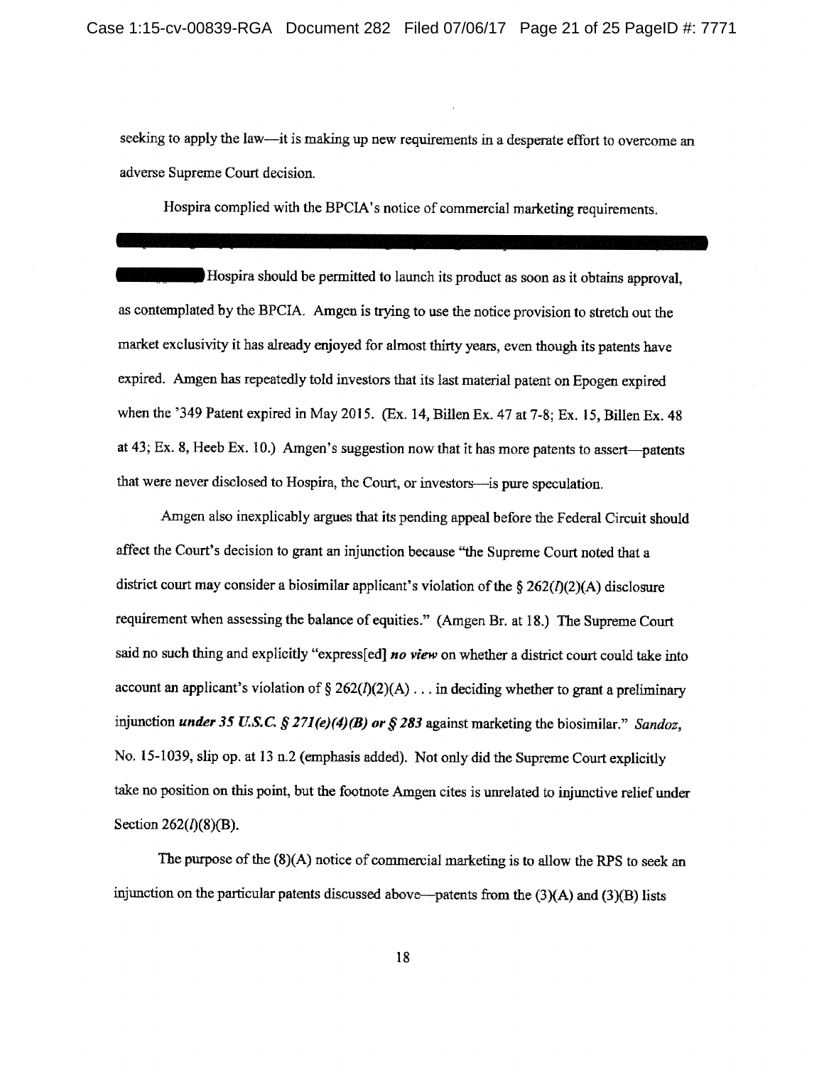seeking to apply the law—it is making up new requirements in a desperate effort to overcome an adverse Supreme Court decision.

Hospira complied with the BPCIA's notice of commercial marketing requirements. [REDACTED] Hospira should be permitted to launch its product as soon as it obtains approval, as contemplated by the BPCIA. Amgen is trying to use the notice provision to stretch out the market exclusivity it has already enjoyed for almost thirty years, even though its patents have expired. Amgen has repeatedly told investors that its last material patent on Epogen expired when the '349 Patent expired in May 2015. (Ex. 14, Billen Ex. 47 at 7-8; Ex. 15, Billen Ex. 48 at 43; Ex. 8, Heeb Ex. 10.) Amgen's suggestion now that it has more patents to assert—patents that were never disclosed to Hospira, the Court, or investors—is pure speculation.

Amgen also inexplicably argues that its pending appeal before the Federal Circuit should affect the Court's decision to grant an injunction because "the Supreme Court noted that a district court may consider a biosimilar applicant's violation of the § 262(*l*)(2)(A) disclosure requirement when assessing the balance of equities." (Amgen Br. at 18.) The Supreme Court said no such thing and explicitly "express[ed] ***no view*** on whether a district court could take into account an applicant's violation of § 262(*l*)(2)(A) . . . in deciding whether to grant a preliminary injunction ***under 35 U.S.C. § 271(e)(4)(B) or § 283*** against marketing the biosimilar." *Sandoz*, No. 15-1039, slip op. at 13 n.2 (emphasis added). Not only did the Supreme Court explicitly take no position on this point, but the footnote Amgen cites is unrelated to injunctive relief under Section 262(*l*)(8)(B).

The purpose of the (8)(A) notice of commercial marketing is to allow the RPS to seek an injunction on the particular patents discussed above—patents from the (3)(A) and (3)(B) lists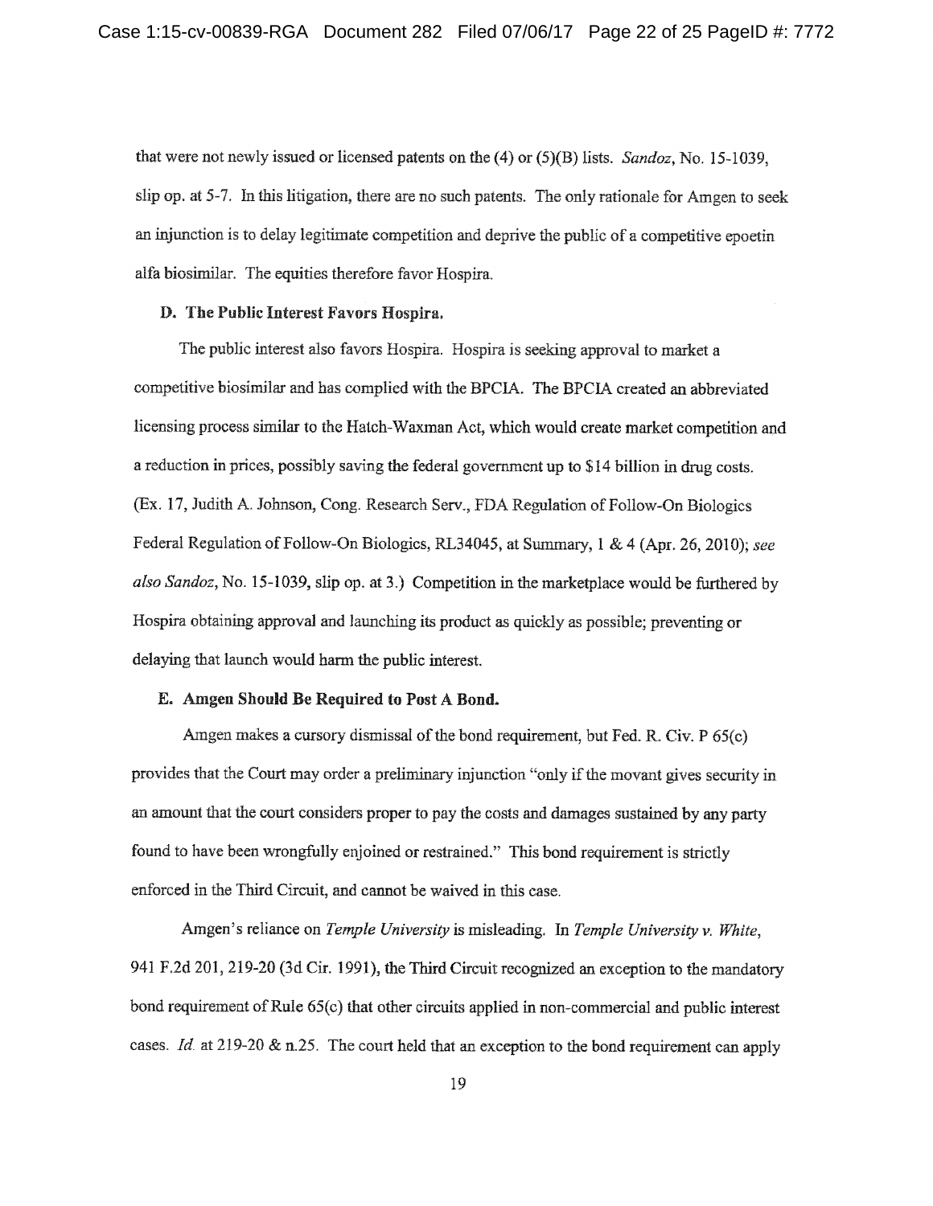that were not newly issued or licensed patents on the (4) or (5)(B) lists. *Sandoz*, No. 15-1039, slip op. at 5-7. In this litigation, there are no such patents. The only rationale for Amgen to seek an injunction is to delay legitimate competition and deprive the public of a competitive epoetin alfa biosimilar. The equities therefore favor Hospira.

### D. The Public Interest Favors Hospira.

The public interest also favors Hospira. Hospira is seeking approval to market a competitive biosimilar and has complied with the BPCIA. The BPCIA created an abbreviated licensing process similar to the Hatch-Waxman Act, which would create market competition and a reduction in prices, possibly saving the federal government up to $14 billion in drug costs. (Ex. 17, Judith A. Johnson, Cong. Research Serv., FDA Regulation of Follow-On Biologics Federal Regulation of Follow-On Biologics, RL34045, at Summary, 1 & 4 (Apr. 26, 2010); *see also Sandoz*, No. 15-1039, slip op. at 3.) Competition in the marketplace would be furthered by Hospira obtaining approval and launching its product as quickly as possible; preventing or delaying that launch would harm the public interest.

### E. Amgen Should Be Required to Post A Bond.

Amgen makes a cursory dismissal of the bond requirement, but Fed. R. Civ. P 65(c) provides that the Court may order a preliminary injunction "only if the movant gives security in an amount that the court considers proper to pay the costs and damages sustained by any party found to have been wrongfully enjoined or restrained." This bond requirement is strictly enforced in the Third Circuit, and cannot be waived in this case.

Amgen's reliance on *Temple University* is misleading. In *Temple University v. White*, 941 F.2d 201, 219-20 (3d Cir. 1991), the Third Circuit recognized an exception to the mandatory bond requirement of Rule 65(c) that other circuits applied in non-commercial and public interest cases. *Id.* at 219-20 & n.25. The court held that an exception to the bond requirement can apply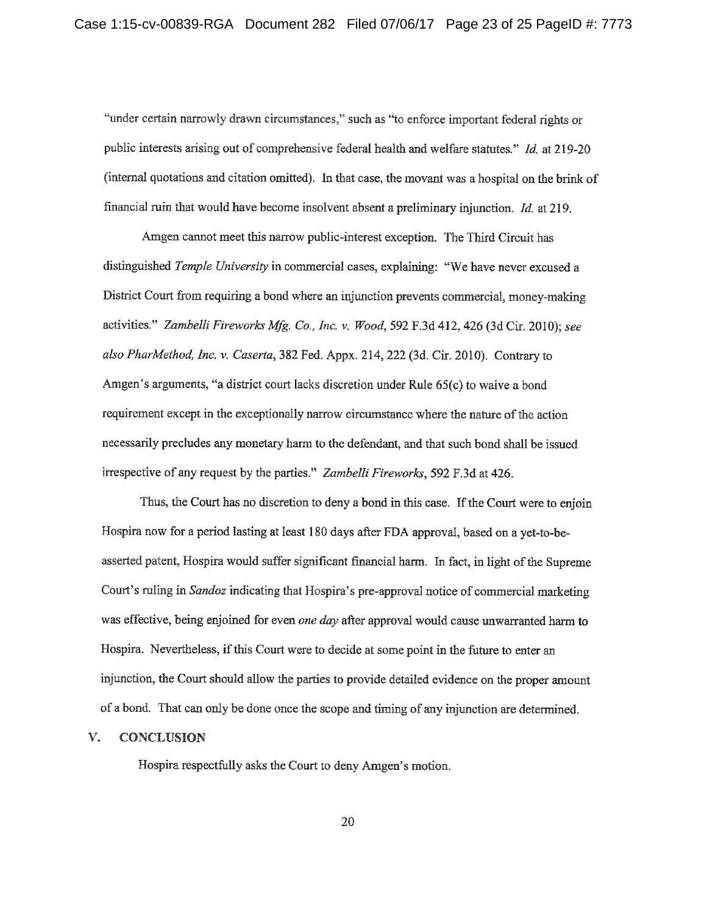"under certain narrowly drawn circumstances," such as "to enforce important federal rights or public interests arising out of comprehensive federal health and welfare statutes." *Id.* at 219-20 (internal quotations and citation omitted). In that case, the movant was a hospital on the brink of financial ruin that would have become insolvent absent a preliminary injunction. *Id.* at 219.

Amgen cannot meet this narrow public-interest exception. The Third Circuit has distinguished *Temple University* in commercial cases, explaining: "We have never excused a District Court from requiring a bond where an injunction prevents commercial, money-making activities." *Zambelli Fireworks Mfg. Co., Inc. v. Wood*, 592 F.3d 412, 426 (3d Cir. 2010); *see also PharMethod, Inc. v. Caserta*, 382 Fed. Appx. 214, 222 (3d. Cir. 2010). Contrary to Amgen's arguments, "a district court lacks discretion under Rule 65(c) to waive a bond requirement except in the exceptionally narrow circumstance where the nature of the action necessarily precludes any monetary harm to the defendant, and that such bond shall be issued irrespective of any request by the parties." *Zambelli Fireworks*, 592 F.3d at 426.

Thus, the Court has no discretion to deny a bond in this case. If the Court were to enjoin Hospira now for a period lasting at least 180 days after FDA approval, based on a yet-to-be-asserted patent, Hospira would suffer significant financial harm. In fact, in light of the Supreme Court's ruling in *Sandoz* indicating that Hospira's pre-approval notice of commercial marketing was effective, being enjoined for even *one day* after approval would cause unwarranted harm to Hospira. Nevertheless, if this Court were to decide at some point in the future to enter an injunction, the Court should allow the parties to provide detailed evidence on the proper amount of a bond. That can only be done once the scope and timing of any injunction are determined.

## V. CONCLUSION

Hospira respectfully asks the Court to deny Amgen's motion.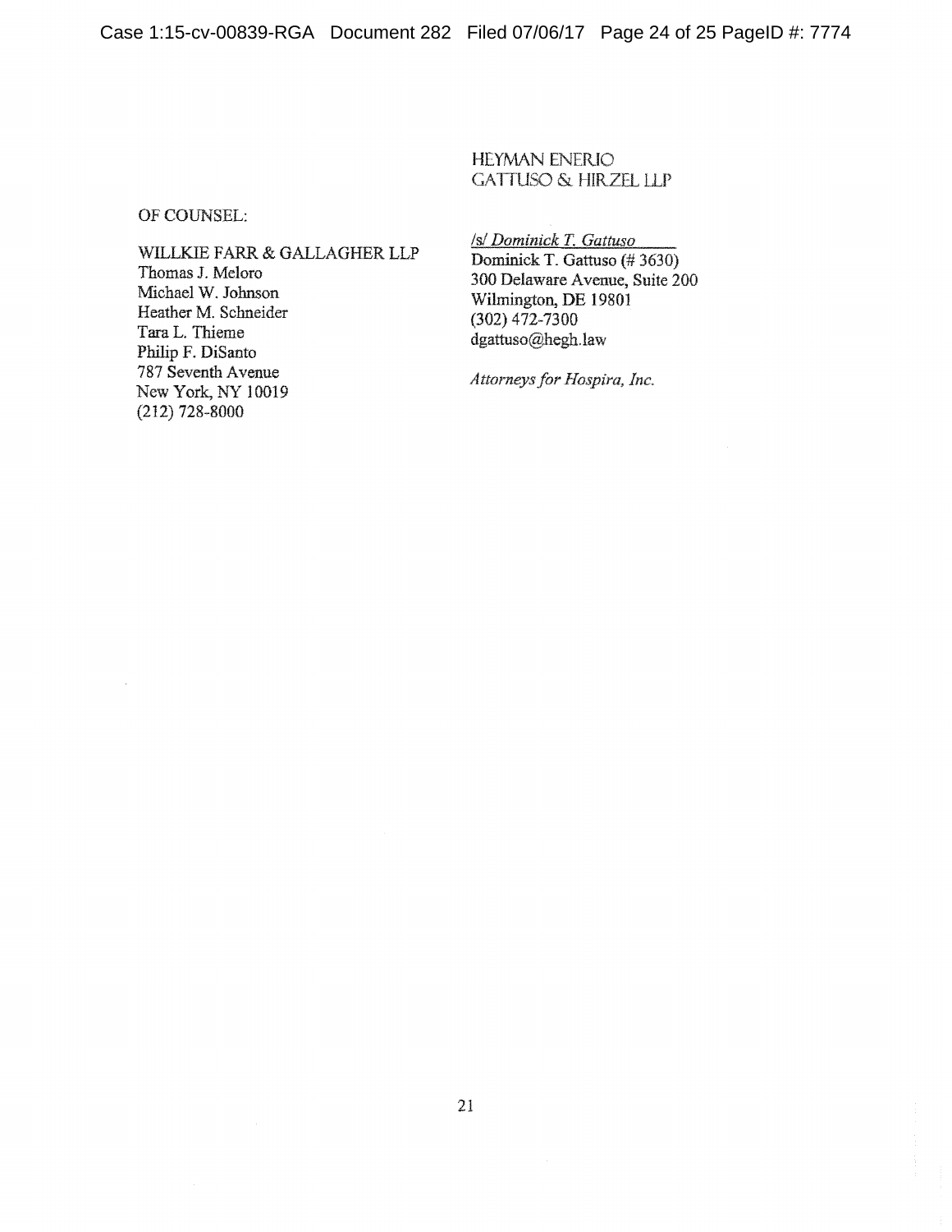HEYMAN ENERIO
GATTUSO & HIRZEL LLP

OF COUNSEL:

WILLKIE FARR & GALLAGHER LLP
Thomas J. Meloro
Michael W. Johnson
Heather M. Schneider
Tara L. Thieme
Philip F. DiSanto
787 Seventh Avenue
New York, NY 10019
(212) 728-8000

*/s/ Dominick T. Gattuso*
Dominick T. Gattuso (# 3630)
300 Delaware Avenue, Suite 200
Wilmington, DE 19801
(302) 472-7300
dgattuso@hegh.law

*Attorneys for Hospira, Inc.*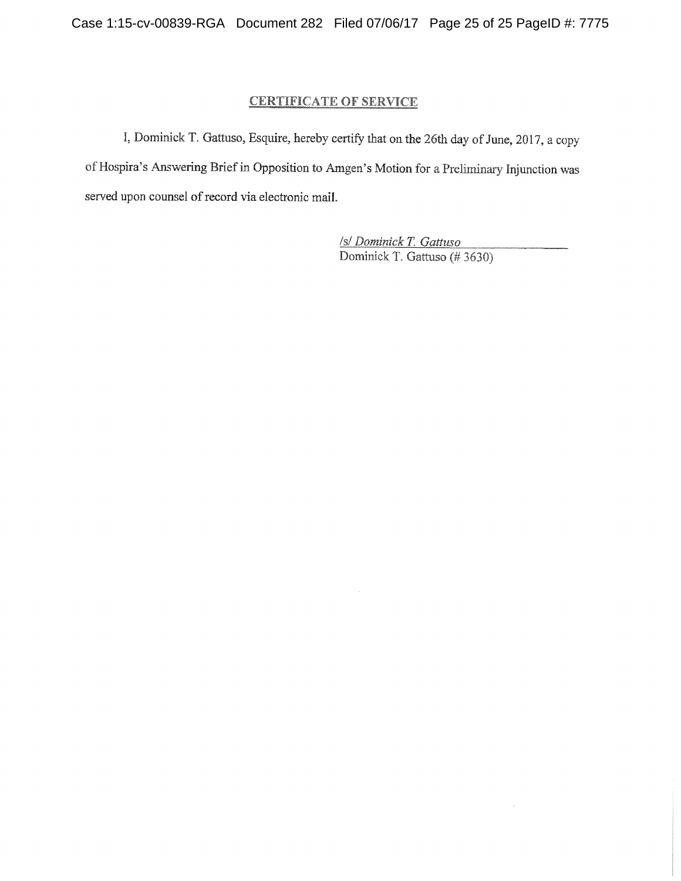## CERTIFICATE OF SERVICE

I, Dominick T. Gattuso, Esquire, hereby certify that on the 26th day of June, 2017, a copy of Hospira's Answering Brief in Opposition to Amgen's Motion for a Preliminary Injunction was served upon counsel of record via electronic mail.

/s/ *Dominick T. Gattuso*
Dominick T. Gattuso (# 3630)